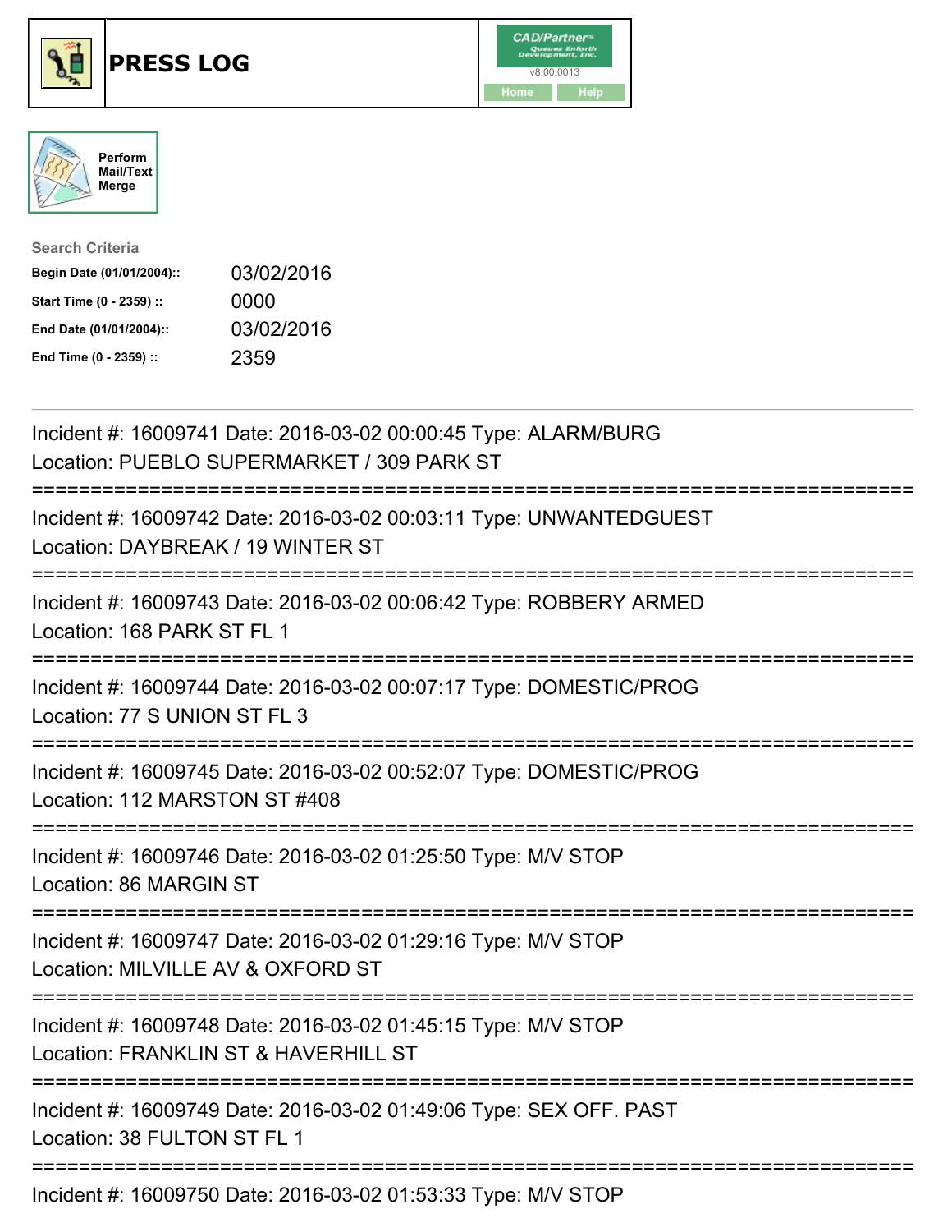# PRESS LOG

Perform Mail/Text Merge

**Search Criteria**

| | |
|---|---|
| **Begin Date (01/01/2004)::** | 03/02/2016 |
| **Start Time (0 - 2359) ::** | 0000 |
| **End Date (01/01/2004)::** | 03/02/2016 |
| **End Time (0 - 2359) ::** | 2359 |

Incident #: 16009741 Date: 2016-03-02 00:00:45 Type: ALARM/BURG
Location: PUEBLO SUPERMARKET / 309 PARK ST

===========================================================================

Incident #: 16009742 Date: 2016-03-02 00:03:11 Type: UNWANTEDGUEST
Location: DAYBREAK / 19 WINTER ST

===========================================================================

Incident #: 16009743 Date: 2016-03-02 00:06:42 Type: ROBBERY ARMED
Location: 168 PARK ST FL 1

===========================================================================

Incident #: 16009744 Date: 2016-03-02 00:07:17 Type: DOMESTIC/PROG
Location: 77 S UNION ST FL 3

===========================================================================

Incident #: 16009745 Date: 2016-03-02 00:52:07 Type: DOMESTIC/PROG
Location: 112 MARSTON ST #408

===========================================================================

Incident #: 16009746 Date: 2016-03-02 01:25:50 Type: M/V STOP
Location: 86 MARGIN ST

===========================================================================

Incident #: 16009747 Date: 2016-03-02 01:29:16 Type: M/V STOP
Location: MILVILLE AV & OXFORD ST

===========================================================================

Incident #: 16009748 Date: 2016-03-02 01:45:15 Type: M/V STOP
Location: FRANKLIN ST & HAVERHILL ST

===========================================================================

Incident #: 16009749 Date: 2016-03-02 01:49:06 Type: SEX OFF. PAST
Location: 38 FULTON ST FL 1

===========================================================================

Incident #: 16009750 Date: 2016-03-02 01:53:33 Type: M/V STOP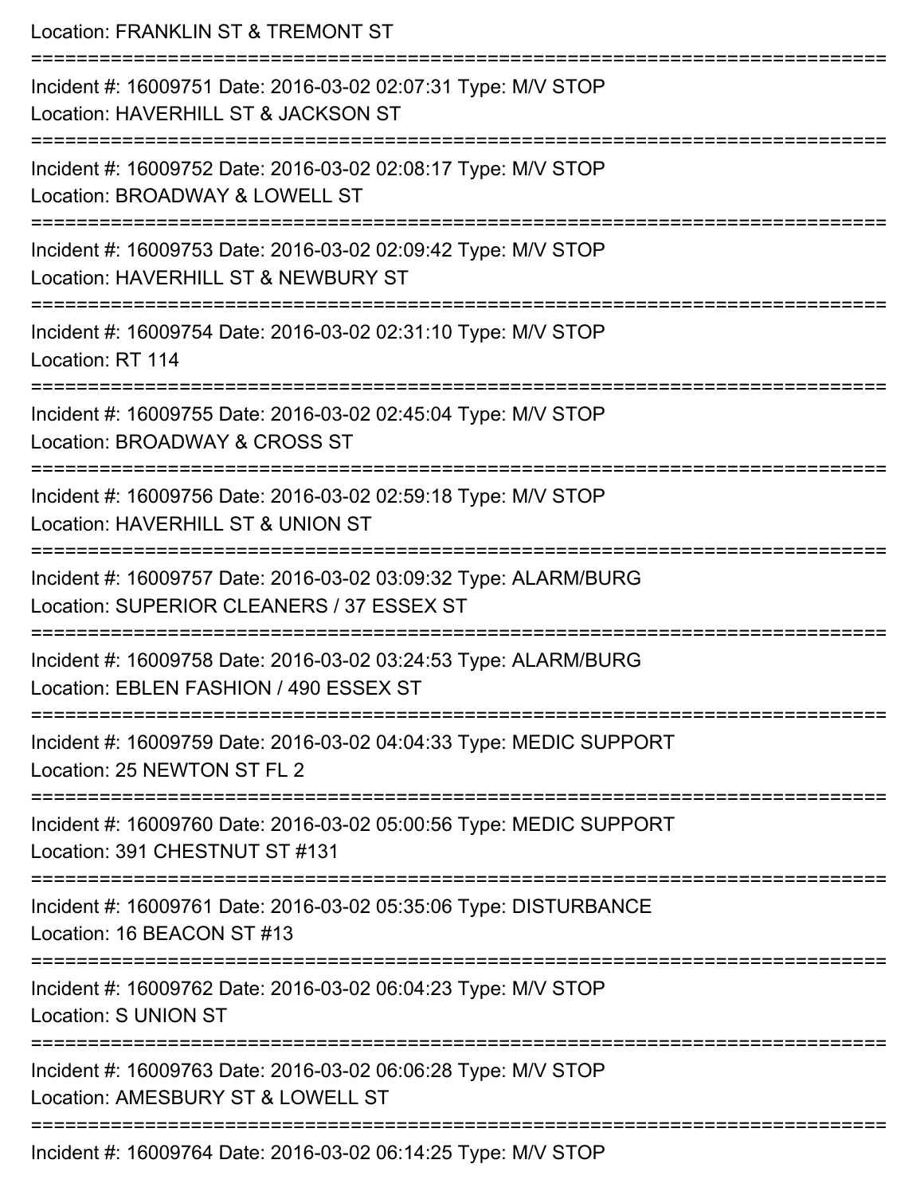Location: FRANKLIN ST & TREMONT ST

===========================================================================

Incident #: 16009751 Date: 2016-03-02 02:07:31 Type: M/V STOP

Location: HAVERHILL ST & JACKSON ST

===========================================================================

Incident #: 16009752 Date: 2016-03-02 02:08:17 Type: M/V STOP

Location: BROADWAY & LOWELL ST

===========================================================================

Incident #: 16009753 Date: 2016-03-02 02:09:42 Type: M/V STOP

Location: HAVERHILL ST & NEWBURY ST

===========================================================================

Incident #: 16009754 Date: 2016-03-02 02:31:10 Type: M/V STOP

Location: RT 114

===========================================================================

Incident #: 16009755 Date: 2016-03-02 02:45:04 Type: M/V STOP

Location: BROADWAY & CROSS ST

===========================================================================

Incident #: 16009756 Date: 2016-03-02 02:59:18 Type: M/V STOP

Location: HAVERHILL ST & UNION ST

===========================================================================

Incident #: 16009757 Date: 2016-03-02 03:09:32 Type: ALARM/BURG

Location: SUPERIOR CLEANERS / 37 ESSEX ST

===========================================================================

Incident #: 16009758 Date: 2016-03-02 03:24:53 Type: ALARM/BURG

Location: EBLEN FASHION / 490 ESSEX ST

===========================================================================

Incident #: 16009759 Date: 2016-03-02 04:04:33 Type: MEDIC SUPPORT

Location: 25 NEWTON ST FL 2

===========================================================================

Incident #: 16009760 Date: 2016-03-02 05:00:56 Type: MEDIC SUPPORT

Location: 391 CHESTNUT ST #131

===========================================================================

Incident #: 16009761 Date: 2016-03-02 05:35:06 Type: DISTURBANCE

Location: 16 BEACON ST #13

===========================================================================

Incident #: 16009762 Date: 2016-03-02 06:04:23 Type: M/V STOP

Location: S UNION ST

===========================================================================

Incident #: 16009763 Date: 2016-03-02 06:06:28 Type: M/V STOP

Location: AMESBURY ST & LOWELL ST

===========================================================================

Incident #: 16009764 Date: 2016-03-02 06:14:25 Type: M/V STOP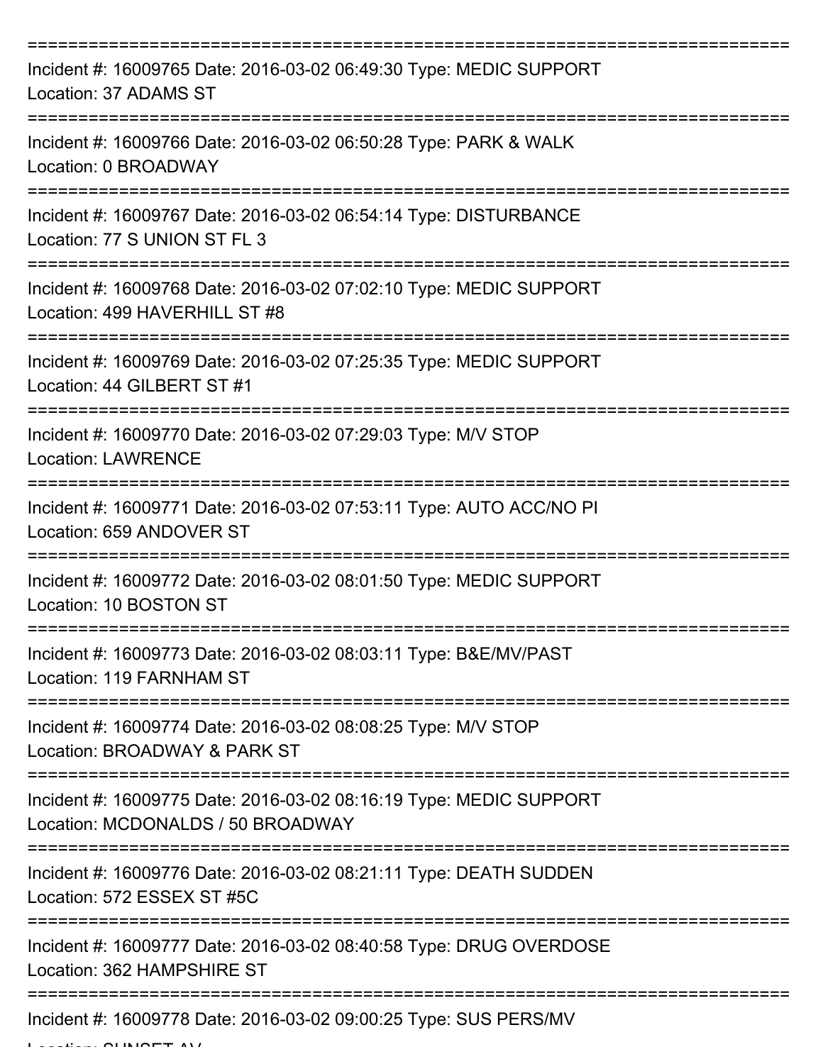===========================================================================

Incident #: 16009765 Date: 2016-03-02 06:49:30 Type: MEDIC SUPPORT
Location: 37 ADAMS ST

===========================================================================

Incident #: 16009766 Date: 2016-03-02 06:50:28 Type: PARK & WALK
Location: 0 BROADWAY

===========================================================================

Incident #: 16009767 Date: 2016-03-02 06:54:14 Type: DISTURBANCE
Location: 77 S UNION ST FL 3

===========================================================================

Incident #: 16009768 Date: 2016-03-02 07:02:10 Type: MEDIC SUPPORT
Location: 499 HAVERHILL ST #8

===========================================================================

Incident #: 16009769 Date: 2016-03-02 07:25:35 Type: MEDIC SUPPORT
Location: 44 GILBERT ST #1

===========================================================================

Incident #: 16009770 Date: 2016-03-02 07:29:03 Type: M/V STOP
Location: LAWRENCE

===========================================================================

Incident #: 16009771 Date: 2016-03-02 07:53:11 Type: AUTO ACC/NO PI
Location: 659 ANDOVER ST

===========================================================================

Incident #: 16009772 Date: 2016-03-02 08:01:50 Type: MEDIC SUPPORT
Location: 10 BOSTON ST

===========================================================================

Incident #: 16009773 Date: 2016-03-02 08:03:11 Type: B&E/MV/PAST
Location: 119 FARNHAM ST

===========================================================================

Incident #: 16009774 Date: 2016-03-02 08:08:25 Type: M/V STOP
Location: BROADWAY & PARK ST

===========================================================================

Incident #: 16009775 Date: 2016-03-02 08:16:19 Type: MEDIC SUPPORT
Location: MCDONALDS / 50 BROADWAY

===========================================================================

Incident #: 16009776 Date: 2016-03-02 08:21:11 Type: DEATH SUDDEN
Location: 572 ESSEX ST #5C

===========================================================================

Incident #: 16009777 Date: 2016-03-02 08:40:58 Type: DRUG OVERDOSE
Location: 362 HAMPSHIRE ST

===========================================================================

Incident #: 16009778 Date: 2016-03-02 09:00:25 Type: SUS PERS/MV
Location: SUNSET AV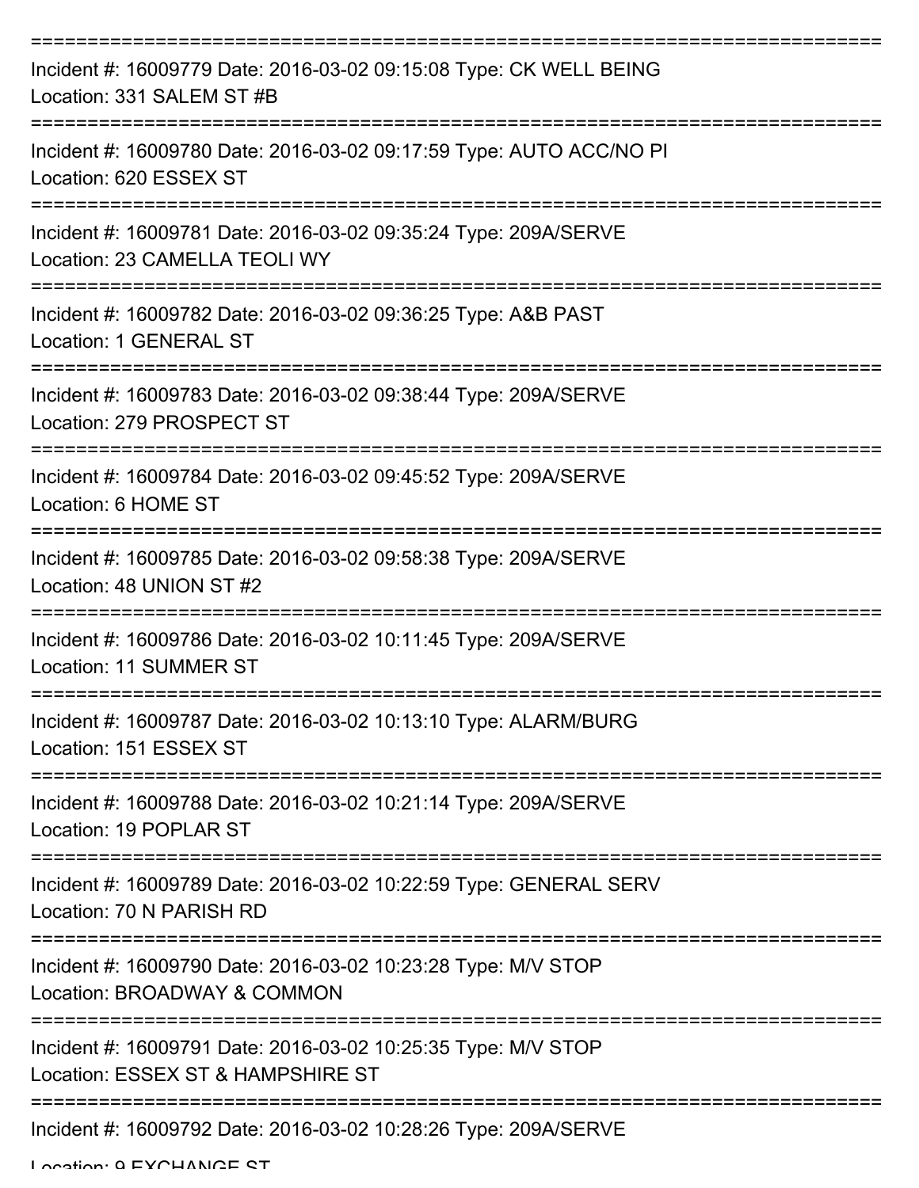===========================================================================

Incident #: 16009779 Date: 2016-03-02 09:15:08 Type: CK WELL BEING
Location: 331 SALEM ST #B

===========================================================================

Incident #: 16009780 Date: 2016-03-02 09:17:59 Type: AUTO ACC/NO PI
Location: 620 ESSEX ST

===========================================================================

Incident #: 16009781 Date: 2016-03-02 09:35:24 Type: 209A/SERVE
Location: 23 CAMELLA TEOLI WY

===========================================================================

Incident #: 16009782 Date: 2016-03-02 09:36:25 Type: A&B PAST
Location: 1 GENERAL ST

===========================================================================

Incident #: 16009783 Date: 2016-03-02 09:38:44 Type: 209A/SERVE
Location: 279 PROSPECT ST

===========================================================================

Incident #: 16009784 Date: 2016-03-02 09:45:52 Type: 209A/SERVE
Location: 6 HOME ST

===========================================================================

Incident #: 16009785 Date: 2016-03-02 09:58:38 Type: 209A/SERVE
Location: 48 UNION ST #2

===========================================================================

Incident #: 16009786 Date: 2016-03-02 10:11:45 Type: 209A/SERVE
Location: 11 SUMMER ST

===========================================================================

Incident #: 16009787 Date: 2016-03-02 10:13:10 Type: ALARM/BURG
Location: 151 ESSEX ST

===========================================================================

Incident #: 16009788 Date: 2016-03-02 10:21:14 Type: 209A/SERVE
Location: 19 POPLAR ST

===========================================================================

Incident #: 16009789 Date: 2016-03-02 10:22:59 Type: GENERAL SERV
Location: 70 N PARISH RD

===========================================================================

Incident #: 16009790 Date: 2016-03-02 10:23:28 Type: M/V STOP
Location: BROADWAY & COMMON

===========================================================================

Incident #: 16009791 Date: 2016-03-02 10:25:35 Type: M/V STOP
Location: ESSEX ST & HAMPSHIRE ST

===========================================================================

Incident #: 16009792 Date: 2016-03-02 10:28:26 Type: 209A/SERVE
Location: 9 EXCHANGE ST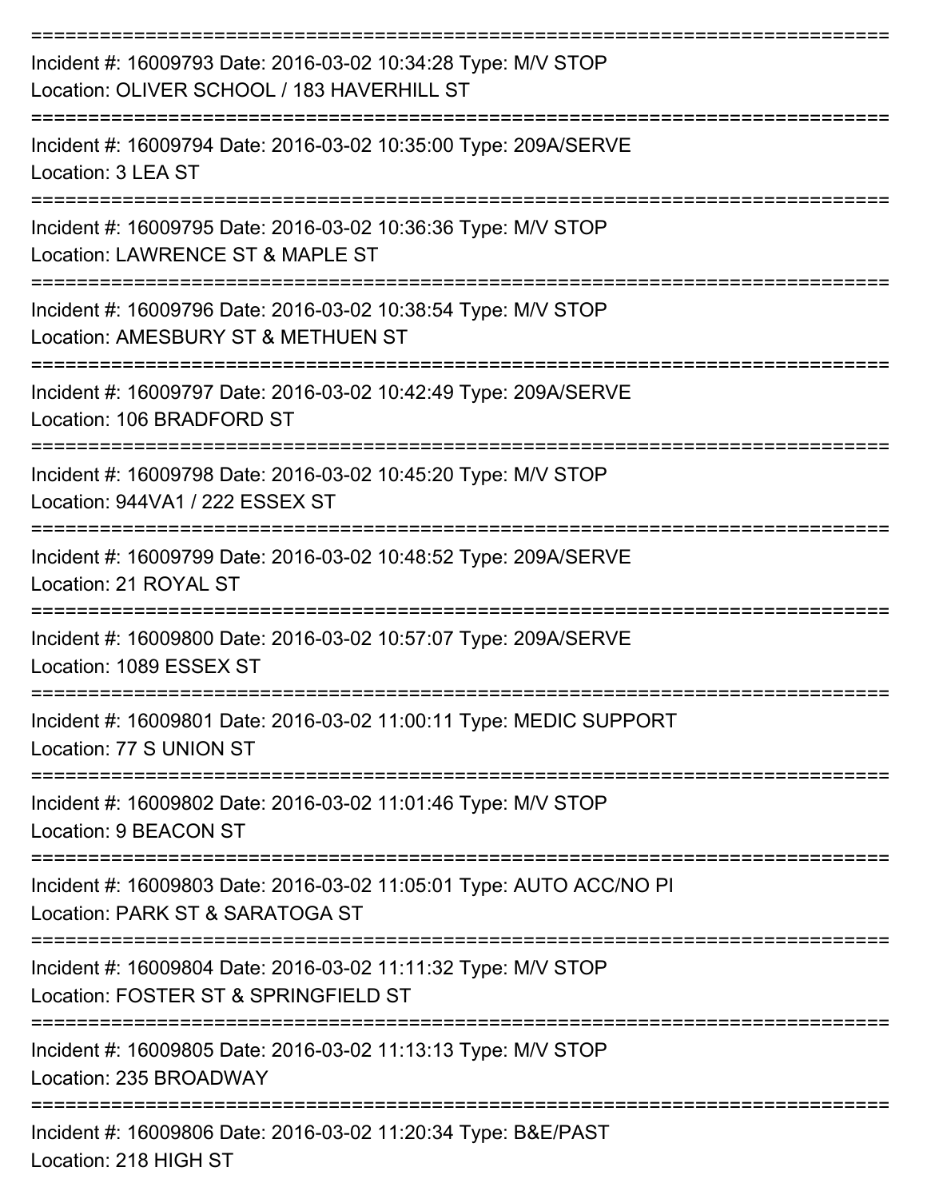===========================================================================

Incident #: 16009793 Date: 2016-03-02 10:34:28 Type: M/V STOP
Location: OLIVER SCHOOL / 183 HAVERHILL ST

===========================================================================

Incident #: 16009794 Date: 2016-03-02 10:35:00 Type: 209A/SERVE
Location: 3 LEA ST

===========================================================================

Incident #: 16009795 Date: 2016-03-02 10:36:36 Type: M/V STOP
Location: LAWRENCE ST & MAPLE ST

===========================================================================

Incident #: 16009796 Date: 2016-03-02 10:38:54 Type: M/V STOP
Location: AMESBURY ST & METHUEN ST

===========================================================================

Incident #: 16009797 Date: 2016-03-02 10:42:49 Type: 209A/SERVE
Location: 106 BRADFORD ST

===========================================================================

Incident #: 16009798 Date: 2016-03-02 10:45:20 Type: M/V STOP
Location: 944VA1 / 222 ESSEX ST

===========================================================================

Incident #: 16009799 Date: 2016-03-02 10:48:52 Type: 209A/SERVE
Location: 21 ROYAL ST

===========================================================================

Incident #: 16009800 Date: 2016-03-02 10:57:07 Type: 209A/SERVE
Location: 1089 ESSEX ST

===========================================================================

Incident #: 16009801 Date: 2016-03-02 11:00:11 Type: MEDIC SUPPORT
Location: 77 S UNION ST

===========================================================================

Incident #: 16009802 Date: 2016-03-02 11:01:46 Type: M/V STOP
Location: 9 BEACON ST

===========================================================================

Incident #: 16009803 Date: 2016-03-02 11:05:01 Type: AUTO ACC/NO PI
Location: PARK ST & SARATOGA ST

===========================================================================

Incident #: 16009804 Date: 2016-03-02 11:11:32 Type: M/V STOP
Location: FOSTER ST & SPRINGFIELD ST

===========================================================================

Incident #: 16009805 Date: 2016-03-02 11:13:13 Type: M/V STOP
Location: 235 BROADWAY

===========================================================================

Incident #: 16009806 Date: 2016-03-02 11:20:34 Type: B&E/PAST
Location: 218 HIGH ST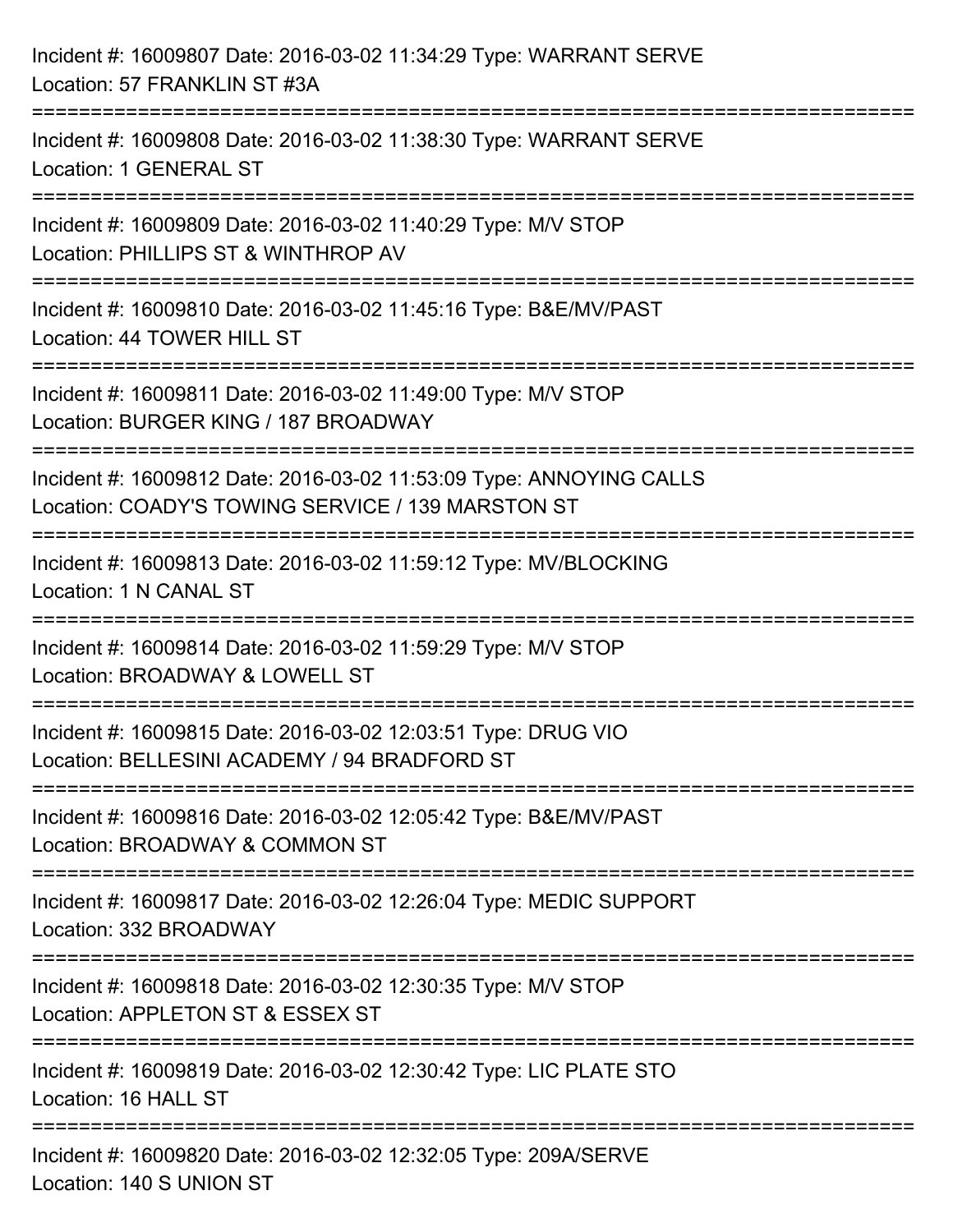Incident #: 16009807 Date: 2016-03-02 11:34:29 Type: WARRANT SERVE
Location: 57 FRANKLIN ST #3A

===========================================================================

Incident #: 16009808 Date: 2016-03-02 11:38:30 Type: WARRANT SERVE
Location: 1 GENERAL ST

===========================================================================

Incident #: 16009809 Date: 2016-03-02 11:40:29 Type: M/V STOP
Location: PHILLIPS ST & WINTHROP AV

===========================================================================

Incident #: 16009810 Date: 2016-03-02 11:45:16 Type: B&E/MV/PAST
Location: 44 TOWER HILL ST

===========================================================================

Incident #: 16009811 Date: 2016-03-02 11:49:00 Type: M/V STOP
Location: BURGER KING / 187 BROADWAY

===========================================================================

Incident #: 16009812 Date: 2016-03-02 11:53:09 Type: ANNOYING CALLS
Location: COADY'S TOWING SERVICE / 139 MARSTON ST

===========================================================================

Incident #: 16009813 Date: 2016-03-02 11:59:12 Type: MV/BLOCKING
Location: 1 N CANAL ST

===========================================================================

Incident #: 16009814 Date: 2016-03-02 11:59:29 Type: M/V STOP
Location: BROADWAY & LOWELL ST

===========================================================================

Incident #: 16009815 Date: 2016-03-02 12:03:51 Type: DRUG VIO
Location: BELLESINI ACADEMY / 94 BRADFORD ST

===========================================================================

Incident #: 16009816 Date: 2016-03-02 12:05:42 Type: B&E/MV/PAST
Location: BROADWAY & COMMON ST

===========================================================================

Incident #: 16009817 Date: 2016-03-02 12:26:04 Type: MEDIC SUPPORT
Location: 332 BROADWAY

===========================================================================

Incident #: 16009818 Date: 2016-03-02 12:30:35 Type: M/V STOP
Location: APPLETON ST & ESSEX ST

===========================================================================

Incident #: 16009819 Date: 2016-03-02 12:30:42 Type: LIC PLATE STO
Location: 16 HALL ST

===========================================================================

Incident #: 16009820 Date: 2016-03-02 12:32:05 Type: 209A/SERVE
Location: 140 S UNION ST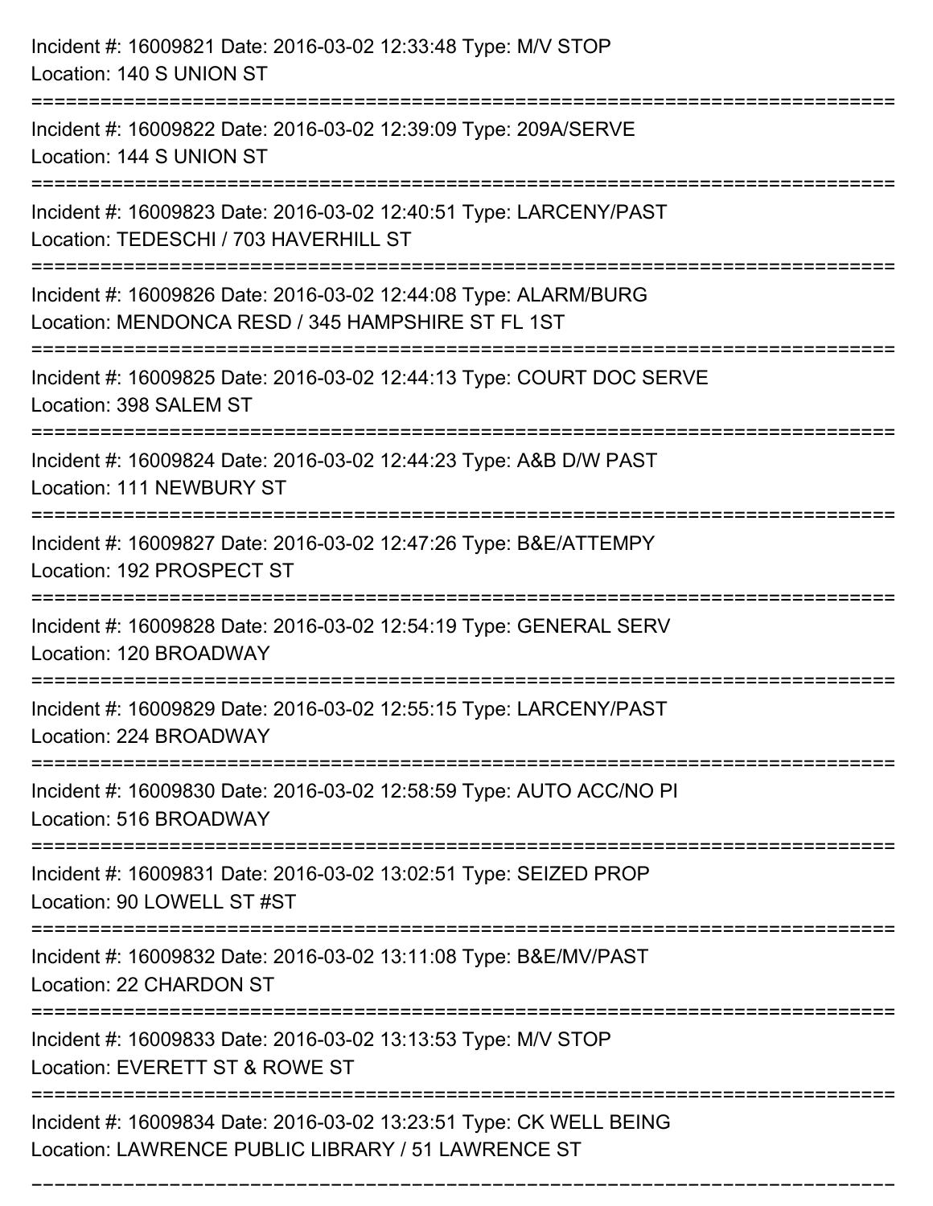Incident #: 16009821 Date: 2016-03-02 12:33:48 Type: M/V STOP
Location: 140 S UNION ST

===========================================================================

Incident #: 16009822 Date: 2016-03-02 12:39:09 Type: 209A/SERVE
Location: 144 S UNION ST

===========================================================================

Incident #: 16009823 Date: 2016-03-02 12:40:51 Type: LARCENY/PAST
Location: TEDESCHI / 703 HAVERHILL ST

===========================================================================

Incident #: 16009826 Date: 2016-03-02 12:44:08 Type: ALARM/BURG
Location: MENDONCA RESD / 345 HAMPSHIRE ST FL 1ST

===========================================================================

Incident #: 16009825 Date: 2016-03-02 12:44:13 Type: COURT DOC SERVE
Location: 398 SALEM ST

===========================================================================

Incident #: 16009824 Date: 2016-03-02 12:44:23 Type: A&B D/W PAST
Location: 111 NEWBURY ST

===========================================================================

Incident #: 16009827 Date: 2016-03-02 12:47:26 Type: B&E/ATTEMPY
Location: 192 PROSPECT ST

===========================================================================

Incident #: 16009828 Date: 2016-03-02 12:54:19 Type: GENERAL SERV
Location: 120 BROADWAY

===========================================================================

Incident #: 16009829 Date: 2016-03-02 12:55:15 Type: LARCENY/PAST
Location: 224 BROADWAY

===========================================================================

Incident #: 16009830 Date: 2016-03-02 12:58:59 Type: AUTO ACC/NO PI
Location: 516 BROADWAY

===========================================================================

Incident #: 16009831 Date: 2016-03-02 13:02:51 Type: SEIZED PROP
Location: 90 LOWELL ST #ST

===========================================================================

Incident #: 16009832 Date: 2016-03-02 13:11:08 Type: B&E/MV/PAST
Location: 22 CHARDON ST

===========================================================================

Incident #: 16009833 Date: 2016-03-02 13:13:53 Type: M/V STOP
Location: EVERETT ST & ROWE ST

===========================================================================

Incident #: 16009834 Date: 2016-03-02 13:23:51 Type: CK WELL BEING
Location: LAWRENCE PUBLIC LIBRARY / 51 LAWRENCE ST

===========================================================================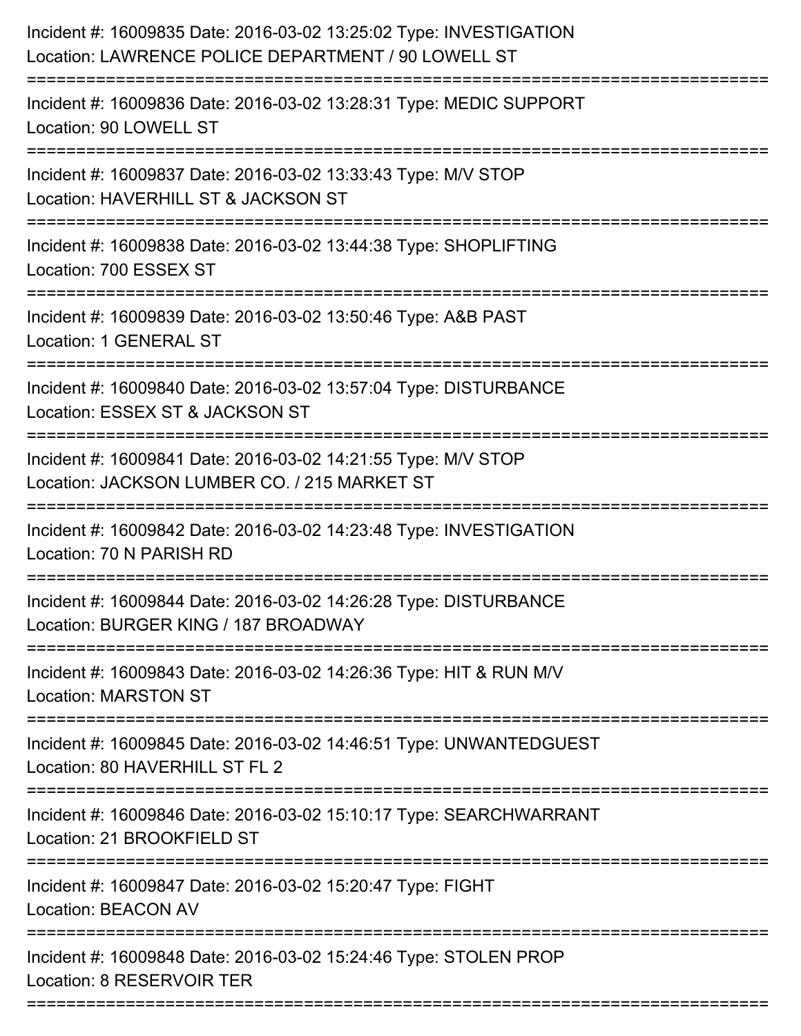Incident #: 16009835 Date: 2016-03-02 13:25:02 Type: INVESTIGATION
Location: LAWRENCE POLICE DEPARTMENT / 90 LOWELL ST

===========================================================================

Incident #: 16009836 Date: 2016-03-02 13:28:31 Type: MEDIC SUPPORT
Location: 90 LOWELL ST

===========================================================================

Incident #: 16009837 Date: 2016-03-02 13:33:43 Type: M/V STOP
Location: HAVERHILL ST & JACKSON ST

===========================================================================

Incident #: 16009838 Date: 2016-03-02 13:44:38 Type: SHOPLIFTING
Location: 700 ESSEX ST

===========================================================================

Incident #: 16009839 Date: 2016-03-02 13:50:46 Type: A&B PAST
Location: 1 GENERAL ST

===========================================================================

Incident #: 16009840 Date: 2016-03-02 13:57:04 Type: DISTURBANCE
Location: ESSEX ST & JACKSON ST

===========================================================================

Incident #: 16009841 Date: 2016-03-02 14:21:55 Type: M/V STOP
Location: JACKSON LUMBER CO. / 215 MARKET ST

===========================================================================

Incident #: 16009842 Date: 2016-03-02 14:23:48 Type: INVESTIGATION
Location: 70 N PARISH RD

===========================================================================

Incident #: 16009844 Date: 2016-03-02 14:26:28 Type: DISTURBANCE
Location: BURGER KING / 187 BROADWAY

===========================================================================

Incident #: 16009843 Date: 2016-03-02 14:26:36 Type: HIT & RUN M/V
Location: MARSTON ST

===========================================================================

Incident #: 16009845 Date: 2016-03-02 14:46:51 Type: UNWANTEDGUEST
Location: 80 HAVERHILL ST FL 2

===========================================================================

Incident #: 16009846 Date: 2016-03-02 15:10:17 Type: SEARCHWARRANT
Location: 21 BROOKFIELD ST

===========================================================================

Incident #: 16009847 Date: 2016-03-02 15:20:47 Type: FIGHT
Location: BEACON AV

===========================================================================

Incident #: 16009848 Date: 2016-03-02 15:24:46 Type: STOLEN PROP
Location: 8 RESERVOIR TER

===========================================================================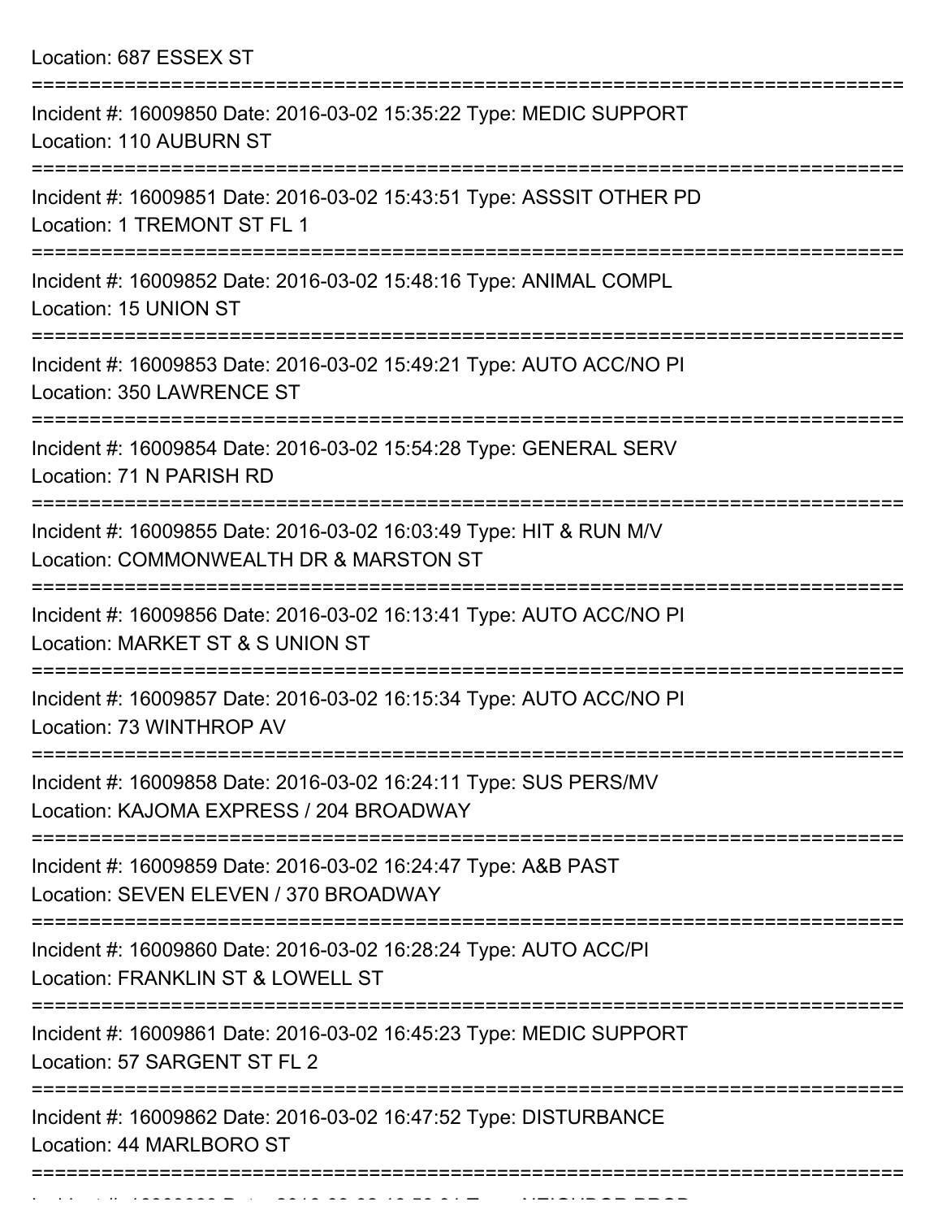Location: 687 ESSEX ST

===========================================================================

Incident #: 16009850 Date: 2016-03-02 15:35:22 Type: MEDIC SUPPORT
Location: 110 AUBURN ST

===========================================================================

Incident #: 16009851 Date: 2016-03-02 15:43:51 Type: ASSSIT OTHER PD
Location: 1 TREMONT ST FL 1

===========================================================================

Incident #: 16009852 Date: 2016-03-02 15:48:16 Type: ANIMAL COMPL
Location: 15 UNION ST

===========================================================================

Incident #: 16009853 Date: 2016-03-02 15:49:21 Type: AUTO ACC/NO PI
Location: 350 LAWRENCE ST

===========================================================================

Incident #: 16009854 Date: 2016-03-02 15:54:28 Type: GENERAL SERV
Location: 71 N PARISH RD

===========================================================================

Incident #: 16009855 Date: 2016-03-02 16:03:49 Type: HIT & RUN M/V
Location: COMMONWEALTH DR & MARSTON ST

===========================================================================

Incident #: 16009856 Date: 2016-03-02 16:13:41 Type: AUTO ACC/NO PI
Location: MARKET ST & S UNION ST

===========================================================================

Incident #: 16009857 Date: 2016-03-02 16:15:34 Type: AUTO ACC/NO PI
Location: 73 WINTHROP AV

===========================================================================

Incident #: 16009858 Date: 2016-03-02 16:24:11 Type: SUS PERS/MV
Location: KAJOMA EXPRESS / 204 BROADWAY

===========================================================================

Incident #: 16009859 Date: 2016-03-02 16:24:47 Type: A&B PAST
Location: SEVEN ELEVEN / 370 BROADWAY

===========================================================================

Incident #: 16009860 Date: 2016-03-02 16:28:24 Type: AUTO ACC/PI
Location: FRANKLIN ST & LOWELL ST

===========================================================================

Incident #: 16009861 Date: 2016-03-02 16:45:23 Type: MEDIC SUPPORT
Location: 57 SARGENT ST FL 2

===========================================================================

Incident #: 16009862 Date: 2016-03-02 16:47:52 Type: DISTURBANCE
Location: 44 MARLBORO ST

===========================================================================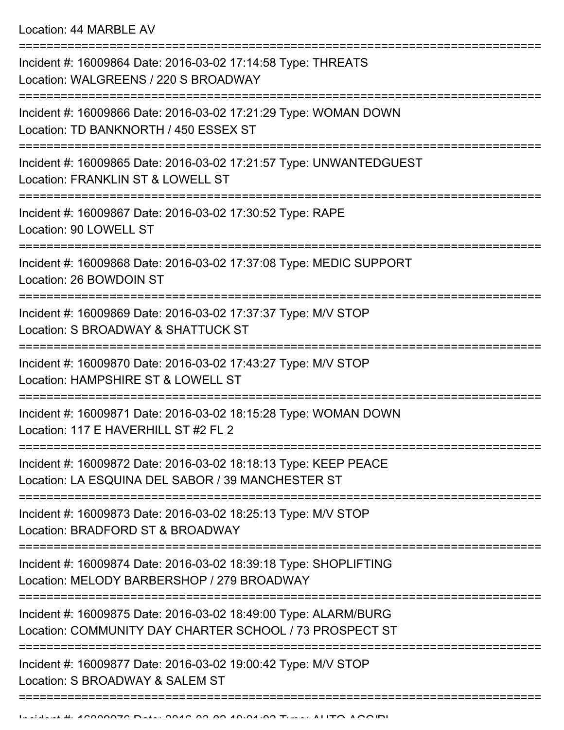Location: 44 MARBLE AV

===========================================================================

Incident #: 16009864 Date: 2016-03-02 17:14:58 Type: THREATS
Location: WALGREENS / 220 S BROADWAY

===========================================================================

Incident #: 16009866 Date: 2016-03-02 17:21:29 Type: WOMAN DOWN
Location: TD BANKNORTH / 450 ESSEX ST

===========================================================================

Incident #: 16009865 Date: 2016-03-02 17:21:57 Type: UNWANTEDGUEST
Location: FRANKLIN ST & LOWELL ST

===========================================================================

Incident #: 16009867 Date: 2016-03-02 17:30:52 Type: RAPE
Location: 90 LOWELL ST

===========================================================================

Incident #: 16009868 Date: 2016-03-02 17:37:08 Type: MEDIC SUPPORT
Location: 26 BOWDOIN ST

===========================================================================

Incident #: 16009869 Date: 2016-03-02 17:37:37 Type: M/V STOP
Location: S BROADWAY & SHATTUCK ST

===========================================================================

Incident #: 16009870 Date: 2016-03-02 17:43:27 Type: M/V STOP
Location: HAMPSHIRE ST & LOWELL ST

===========================================================================

Incident #: 16009871 Date: 2016-03-02 18:15:28 Type: WOMAN DOWN
Location: 117 E HAVERHILL ST #2 FL 2

===========================================================================

Incident #: 16009872 Date: 2016-03-02 18:18:13 Type: KEEP PEACE
Location: LA ESQUINA DEL SABOR / 39 MANCHESTER ST

===========================================================================

Incident #: 16009873 Date: 2016-03-02 18:25:13 Type: M/V STOP
Location: BRADFORD ST & BROADWAY

===========================================================================

Incident #: 16009874 Date: 2016-03-02 18:39:18 Type: SHOPLIFTING
Location: MELODY BARBERSHOP / 279 BROADWAY

===========================================================================

Incident #: 16009875 Date: 2016-03-02 18:49:00 Type: ALARM/BURG
Location: COMMUNITY DAY CHARTER SCHOOL / 73 PROSPECT ST

===========================================================================

Incident #: 16009877 Date: 2016-03-02 19:00:42 Type: M/V STOP
Location: S BROADWAY & SALEM ST

===========================================================================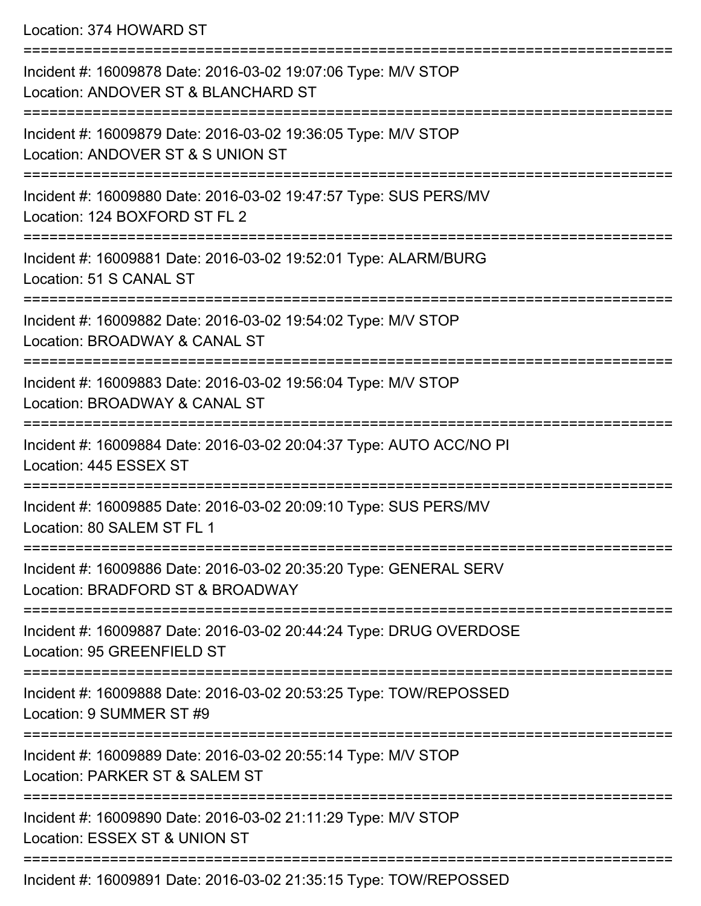Location: 374 HOWARD ST

===========================================================================

Incident #: 16009878 Date: 2016-03-02 19:07:06 Type: M/V STOP
Location: ANDOVER ST & BLANCHARD ST

===========================================================================

Incident #: 16009879 Date: 2016-03-02 19:36:05 Type: M/V STOP
Location: ANDOVER ST & S UNION ST

===========================================================================

Incident #: 16009880 Date: 2016-03-02 19:47:57 Type: SUS PERS/MV
Location: 124 BOXFORD ST FL 2

===========================================================================

Incident #: 16009881 Date: 2016-03-02 19:52:01 Type: ALARM/BURG
Location: 51 S CANAL ST

===========================================================================

Incident #: 16009882 Date: 2016-03-02 19:54:02 Type: M/V STOP
Location: BROADWAY & CANAL ST

===========================================================================

Incident #: 16009883 Date: 2016-03-02 19:56:04 Type: M/V STOP
Location: BROADWAY & CANAL ST

===========================================================================

Incident #: 16009884 Date: 2016-03-02 20:04:37 Type: AUTO ACC/NO PI
Location: 445 ESSEX ST

===========================================================================

Incident #: 16009885 Date: 2016-03-02 20:09:10 Type: SUS PERS/MV
Location: 80 SALEM ST FL 1

===========================================================================

Incident #: 16009886 Date: 2016-03-02 20:35:20 Type: GENERAL SERV
Location: BRADFORD ST & BROADWAY

===========================================================================

Incident #: 16009887 Date: 2016-03-02 20:44:24 Type: DRUG OVERDOSE
Location: 95 GREENFIELD ST

===========================================================================

Incident #: 16009888 Date: 2016-03-02 20:53:25 Type: TOW/REPOSSED
Location: 9 SUMMER ST #9

===========================================================================

Incident #: 16009889 Date: 2016-03-02 20:55:14 Type: M/V STOP
Location: PARKER ST & SALEM ST

===========================================================================

Incident #: 16009890 Date: 2016-03-02 21:11:29 Type: M/V STOP
Location: ESSEX ST & UNION ST

===========================================================================

Incident #: 16009891 Date: 2016-03-02 21:35:15 Type: TOW/REPOSSED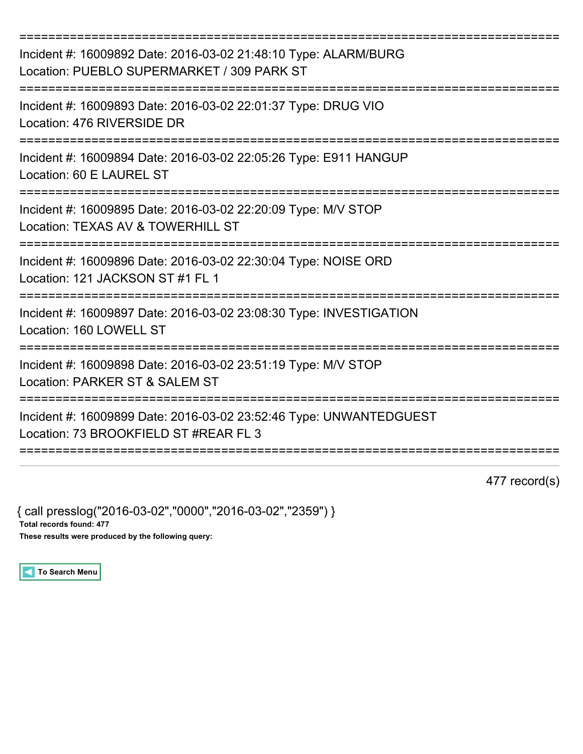===========================================================================

Incident #: 16009892 Date: 2016-03-02 21:48:10 Type: ALARM/BURG
Location: PUEBLO SUPERMARKET / 309 PARK ST

===========================================================================

Incident #: 16009893 Date: 2016-03-02 22:01:37 Type: DRUG VIO
Location: 476 RIVERSIDE DR

===========================================================================

Incident #: 16009894 Date: 2016-03-02 22:05:26 Type: E911 HANGUP
Location: 60 E LAUREL ST

===========================================================================

Incident #: 16009895 Date: 2016-03-02 22:20:09 Type: M/V STOP
Location: TEXAS AV & TOWERHILL ST

===========================================================================

Incident #: 16009896 Date: 2016-03-02 22:30:04 Type: NOISE ORD
Location: 121 JACKSON ST #1 FL 1

===========================================================================

Incident #: 16009897 Date: 2016-03-02 23:08:30 Type: INVESTIGATION
Location: 160 LOWELL ST

===========================================================================

Incident #: 16009898 Date: 2016-03-02 23:51:19 Type: M/V STOP
Location: PARKER ST & SALEM ST

===========================================================================

Incident #: 16009899 Date: 2016-03-02 23:52:46 Type: UNWANTEDGUEST
Location: 73 BROOKFIELD ST #REAR FL 3

===========================================================================

477 record(s)

{ call presslog("2016-03-02","0000","2016-03-02","2359") }

**Total records found: 477**

**These results were produced by the following query:**

To Search Menu